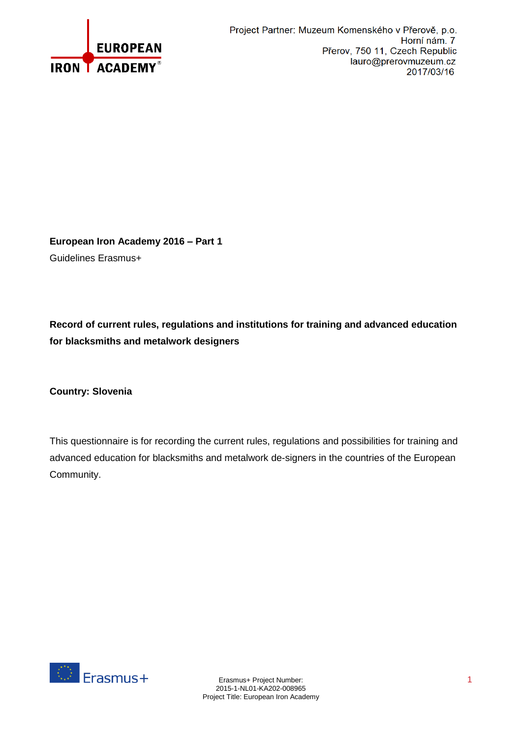EUROPEAN IRON ACADEMY®

Project Partner: Muzeum Komenského v Přerově, p.o.
Horní nám. 7
Přerov, 750 11, Czech Republic
lauro@prerovmuzeum.cz
2017/03/16

**European Iron Academy 2016 – Part 1**

Guidelines Erasmus+

**Record of current rules, regulations and institutions for training and advanced education for blacksmiths and metalwork designers**

**Country: Slovenia**

This questionnaire is for recording the current rules, regulations and possibilities for training and advanced education for blacksmiths and metalwork de-signers in the countries of the European Community.

Erasmus+

Erasmus+ Project Number:
2015-1-NL01-KA202-008965
Project Title: European Iron Academy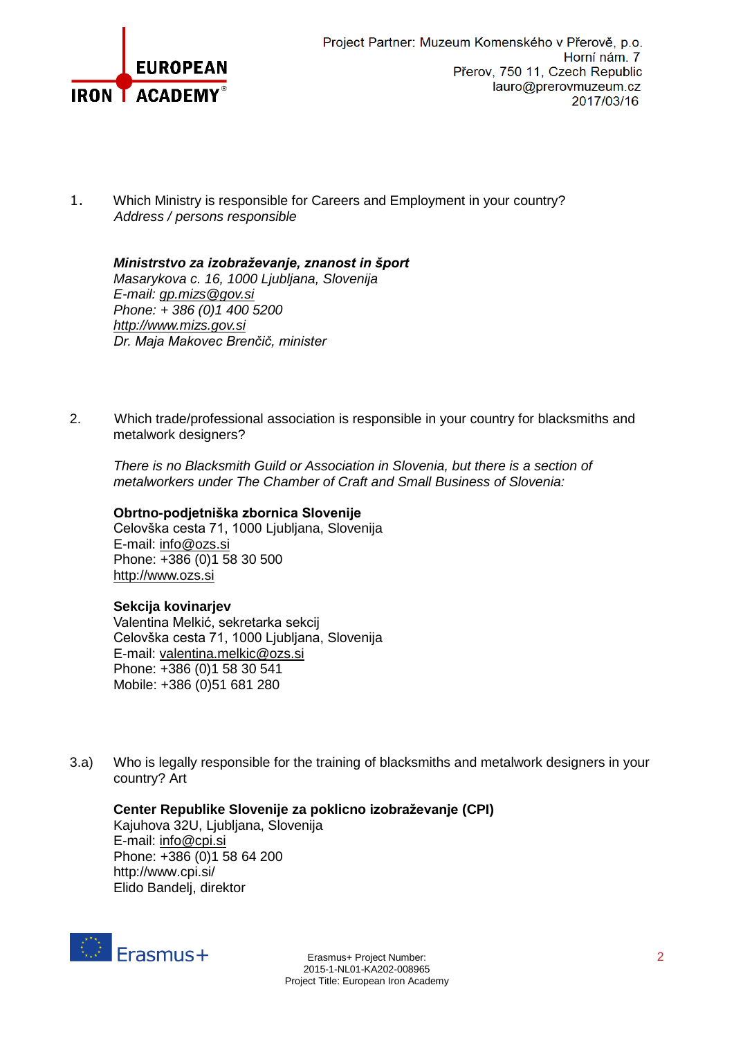1. Which Ministry is responsible for Careers and Employment in your country?
   *Address / persons responsible*

   ***Ministrstvo za izobraževanje, znanost in šport***
   *Masarykova c. 16, 1000 Ljubljana, Slovenija*
   *E-mail: gp.mizs@gov.si*
   *Phone: + 386 (0)1 400 5200*
   *http://www.mizs.gov.si*
   *Dr. Maja Makovec Brenčič, minister*

2. Which trade/professional association is responsible in your country for blacksmiths and metalwork designers?

   *There is no Blacksmith Guild or Association in Slovenia, but there is a section of metalworkers under The Chamber of Craft and Small Business of Slovenia:*

   **Obrtno-podjetniška zbornica Slovenije**
   Celovška cesta 71, 1000 Ljubljana, Slovenija
   E-mail: info@ozs.si
   Phone: +386 (0)1 58 30 500
   http://www.ozs.si

   **Sekcija kovinarjev**
   Valentina Melkić, sekretarka sekcij
   Celovška cesta 71, 1000 Ljubljana, Slovenija
   E-mail: valentina.melkic@ozs.si
   Phone: +386 (0)1 58 30 541
   Mobile: +386 (0)51 681 280

3.a) Who is legally responsible for the training of blacksmiths and metalwork designers in your country? Art

   **Center Republike Slovenije za poklicno izobraževanje (CPI)**
   Kajuhova 32U, Ljubljana, Slovenija
   E-mail: info@cpi.si
   Phone: +386 (0)1 58 64 200
   http://www.cpi.si/
   Elido Bandelj, direktor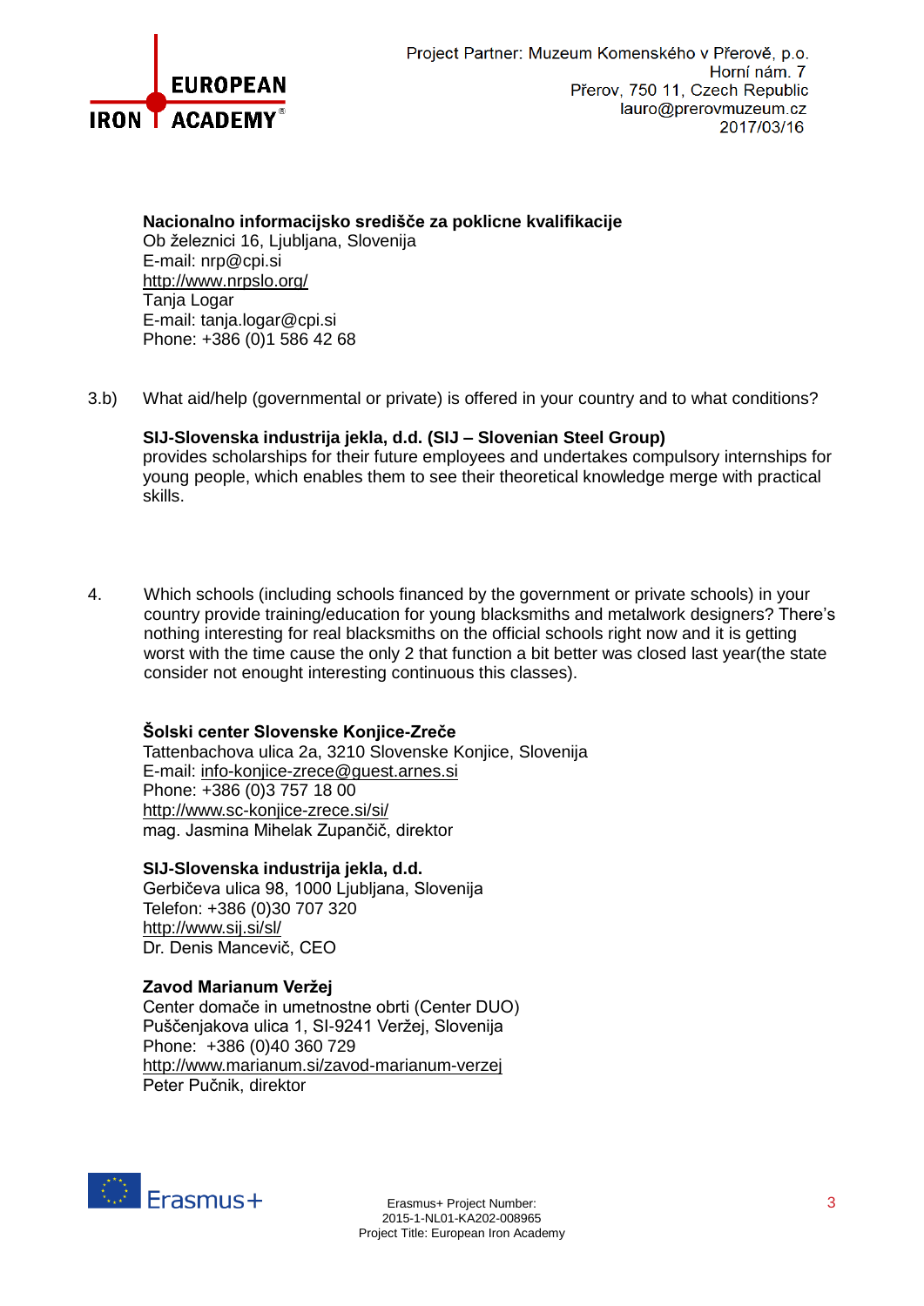**Nacionalno informacijsko središče za poklicne kvalifikacije**
Ob železnici 16, Ljubljana, Slovenija
E-mail: nrp@cpi.si
http://www.nrpslo.org/
Tanja Logar
E-mail: tanja.logar@cpi.si
Phone: +386 (0)1 586 42 68

3.b) What aid/help (governmental or private) is offered in your country and to what conditions?

**SIJ-Slovenska industrija jekla, d.d. (SIJ – Slovenian Steel Group)**
provides scholarships for their future employees and undertakes compulsory internships for young people, which enables them to see their theoretical knowledge merge with practical skills.

4. Which schools (including schools financed by the government or private schools) in your country provide training/education for young blacksmiths and metalwork designers? There's nothing interesting for real blacksmiths on the official schools right now and it is getting worst with the time cause the only 2 that function a bit better was closed last year(the state consider not enought interesting continuous this classes).

**Šolski center Slovenske Konjice-Zreče**
Tattenbachova ulica 2a, 3210 Slovenske Konjice, Slovenija
E-mail: info-konjice-zrece@guest.arnes.si
Phone: +386 (0)3 757 18 00
http://www.sc-konjice-zrece.si/si/
mag. Jasmina Mihelak Zupančič, direktor

**SIJ-Slovenska industrija jekla, d.d.**
Gerbičeva ulica 98, 1000 Ljubljana, Slovenija
Telefon: +386 (0)30 707 320
http://www.sij.si/sl/
Dr. Denis Mancevič, CEO

**Zavod Marianum Veržej**
Center domače in umetnostne obrti (Center DUO)
Puščenjakova ulica 1, SI-9241 Veržej, Slovenija
Phone: +386 (0)40 360 729
http://www.marianum.si/zavod-marianum-verzej
Peter Pučnik, direktor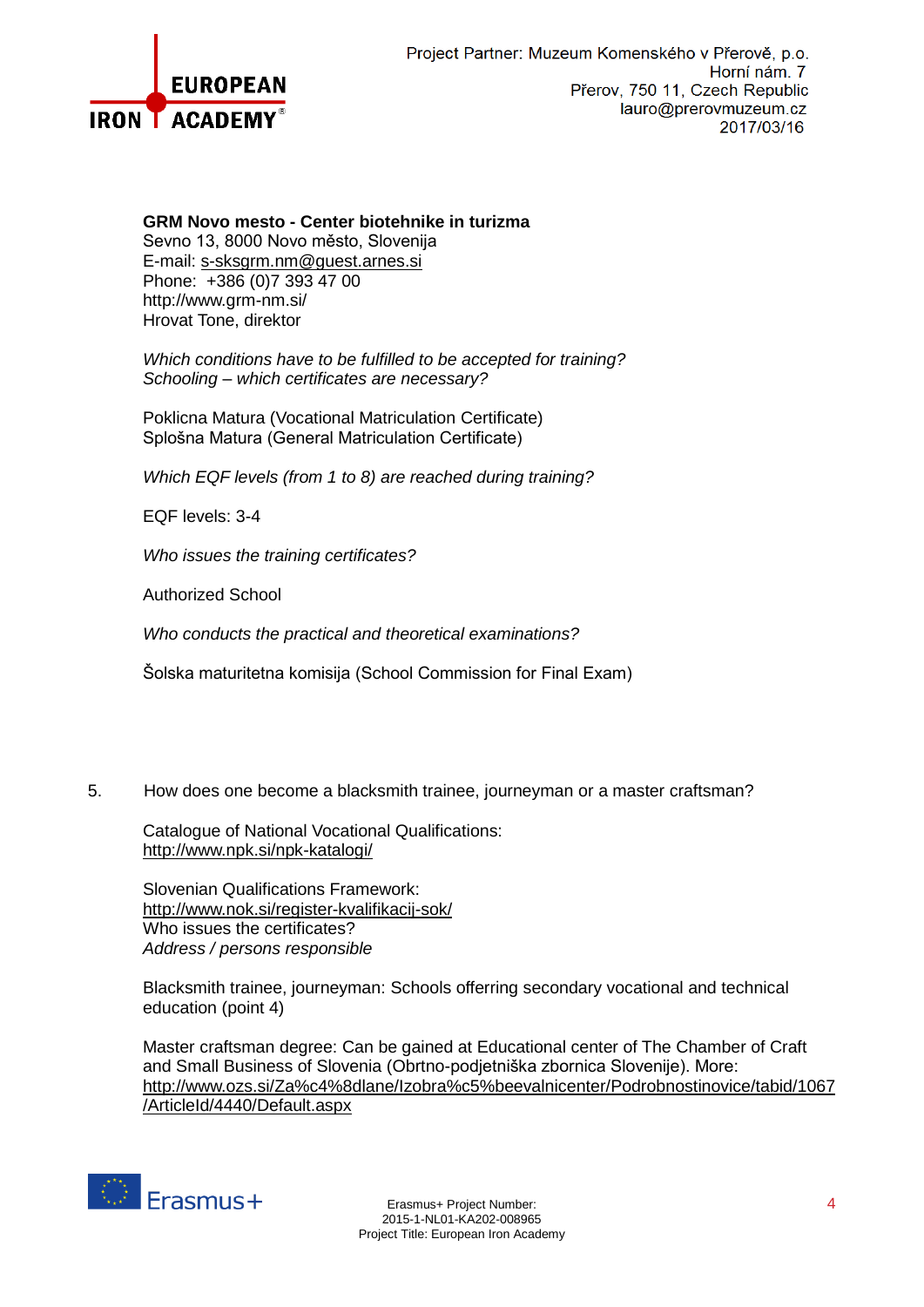**GRM Novo mesto - Center biotehnike in turizma**
Sevno 13, 8000 Novo město, Slovenija
E-mail: s-sksgrm.nm@guest.arnes.si
Phone: +386 (0)7 393 47 00
http://www.grm-nm.si/
Hrovat Tone, direktor

*Which conditions have to be fulfilled to be accepted for training?*
*Schooling – which certificates are necessary?*

Poklicna Matura (Vocational Matriculation Certificate)
Splošna Matura (General Matriculation Certificate)

*Which EQF levels (from 1 to 8) are reached during training?*

EQF levels: 3-4

*Who issues the training certificates?*

Authorized School

*Who conducts the practical and theoretical examinations?*

Šolska maturitetna komisija (School Commission for Final Exam)

5. How does one become a blacksmith trainee, journeyman or a master craftsman?

Catalogue of National Vocational Qualifications:
http://www.npk.si/npk-katalogi/

Slovenian Qualifications Framework:
http://www.nok.si/register-kvalifikacij-sok/
Who issues the certificates?
*Address / persons responsible*

Blacksmith trainee, journeyman: Schools offering secondary vocational and technical education (point 4)

Master craftsman degree: Can be gained at Educational center of The Chamber of Craft and Small Business of Slovenia (Obrtno-podjetniška zbornica Slovenije). More:
http://www.ozs.si/Za%c4%8dlane/Izobra%c5%beevalnicenter/Podrobnostinovice/tabid/1067/ArticleId/4440/Default.aspx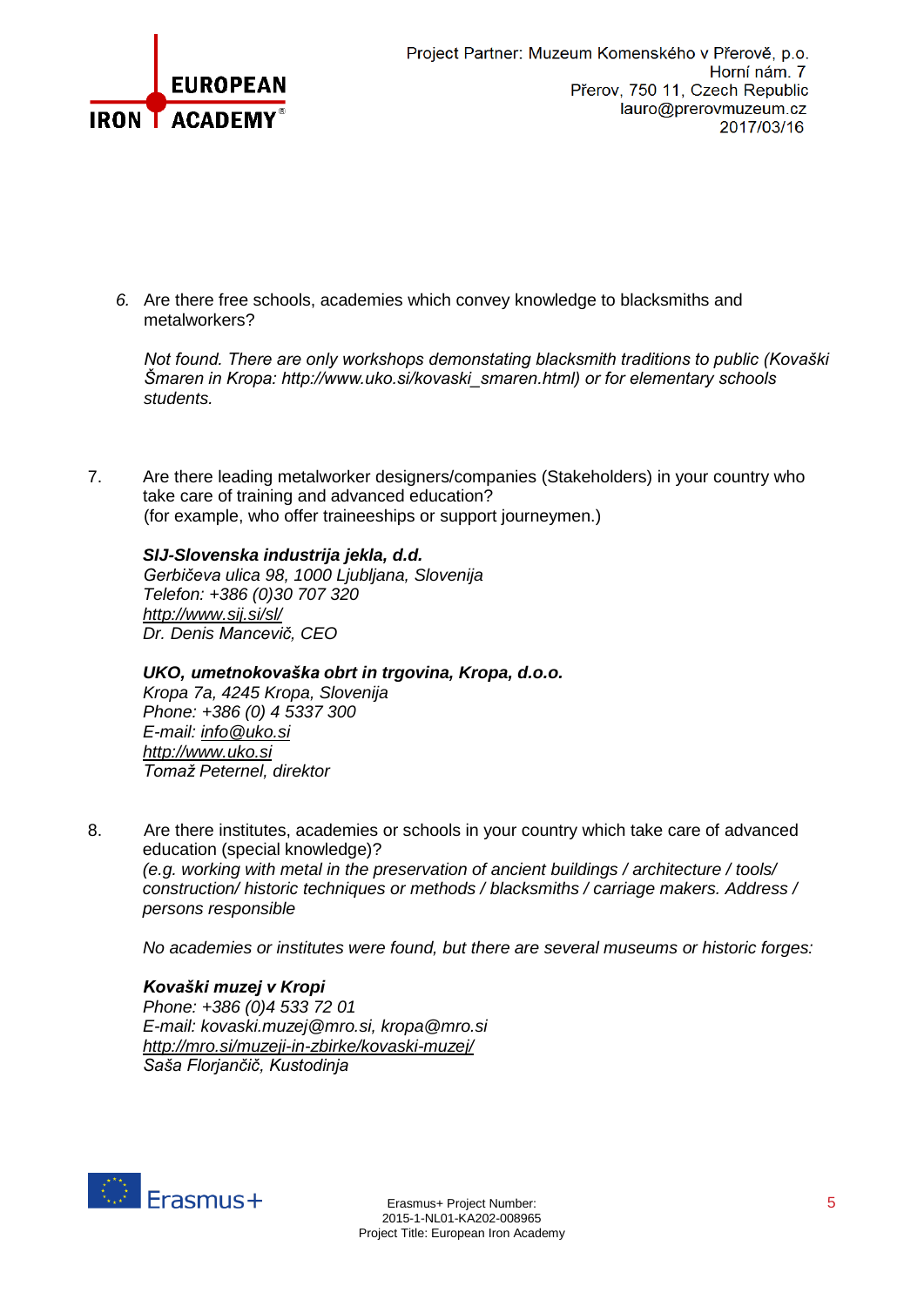6. Are there free schools, academies which convey knowledge to blacksmiths and metalworkers?

   *Not found. There are only workshops demonstating blacksmith traditions to public (Kovaški Šmaren in Kropa: http://www.uko.si/kovaski_smaren.html) or for elementary schools students.*

7. Are there leading metalworker designers/companies (Stakeholders) in your country who take care of training and advanced education?
   (for example, who offer traineeships or support journeymen.)

   ***SIJ-Slovenska industrija jekla, d.d.***
   *Gerbičeva ulica 98, 1000 Ljubljana, Slovenija*
   *Telefon: +386 (0)30 707 320*
   *http://www.sij.si/sl/*
   *Dr. Denis Mancevič, CEO*

   ***UKO, umetnokovaška obrt in trgovina, Kropa, d.o.o.***
   *Kropa 7a, 4245 Kropa, Slovenija*
   *Phone: +386 (0) 4 5337 300*
   *E-mail: info@uko.si*
   *http://www.uko.si*
   *Tomaž Peternel, direktor*

8. Are there institutes, academies or schools in your country which take care of advanced education (special knowledge)?
   *(e.g. working with metal in the preservation of ancient buildings / architecture / tools/ construction/ historic techniques or methods / blacksmiths / carriage makers. Address / persons responsible*

   *No academies or institutes were found, but there are several museums or historic forges:*

   ***Kovaški muzej v Kropi***
   *Phone: +386 (0)4 533 72 01*
   *E-mail: kovaski.muzej@mro.si, kropa@mro.si*
   *http://mro.si/muzeji-in-zbirke/kovaski-muzej/*
   *Saša Florjančič, Kustodinja*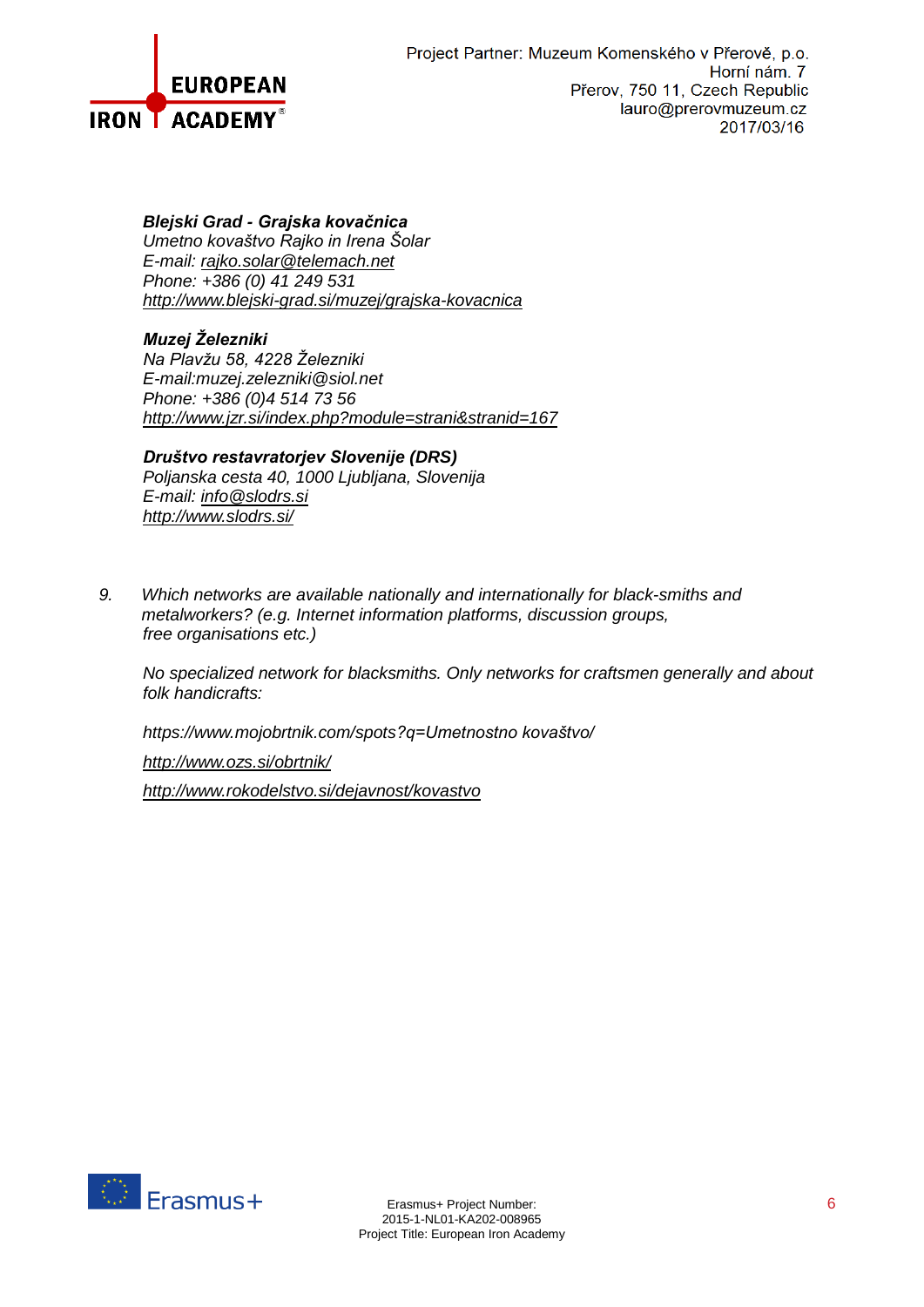***Blejski Grad - Grajska kovačnica***
*Umetno kovaštvo Rajko in Irena Šolar*
*E-mail: rajko.solar@telemach.net*
*Phone: +386 (0) 41 249 531*
*http://www.blejski-grad.si/muzej/grajska-kovacnica*

***Muzej Železniki***
*Na Plavžu 58, 4228 Železniki*
*E-mail:muzej.zelezniki@siol.net*
*Phone: +386 (0)4 514 73 56*
*http://www.jzr.si/index.php?module=strani&stranid=167*

***Društvo restavratorjev Slovenije (DRS)***
*Poljanska cesta 40, 1000 Ljubljana, Slovenija*
*E-mail: info@slodrs.si*
*http://www.slodrs.si/*

9. *Which networks are available nationally and internationally for black-smiths and metalworkers? (e.g. Internet information platforms, discussion groups, free organisations etc.)*

   *No specialized network for blacksmiths. Only networks for craftsmen generally and about folk handicrafts:*

   *https://www.mojobrtnik.com/spots?q=Umetnostno kovaštvo/*

   *http://www.ozs.si/obrtnik/*

   *http://www.rokodelstvo.si/dejavnost/kovastvo*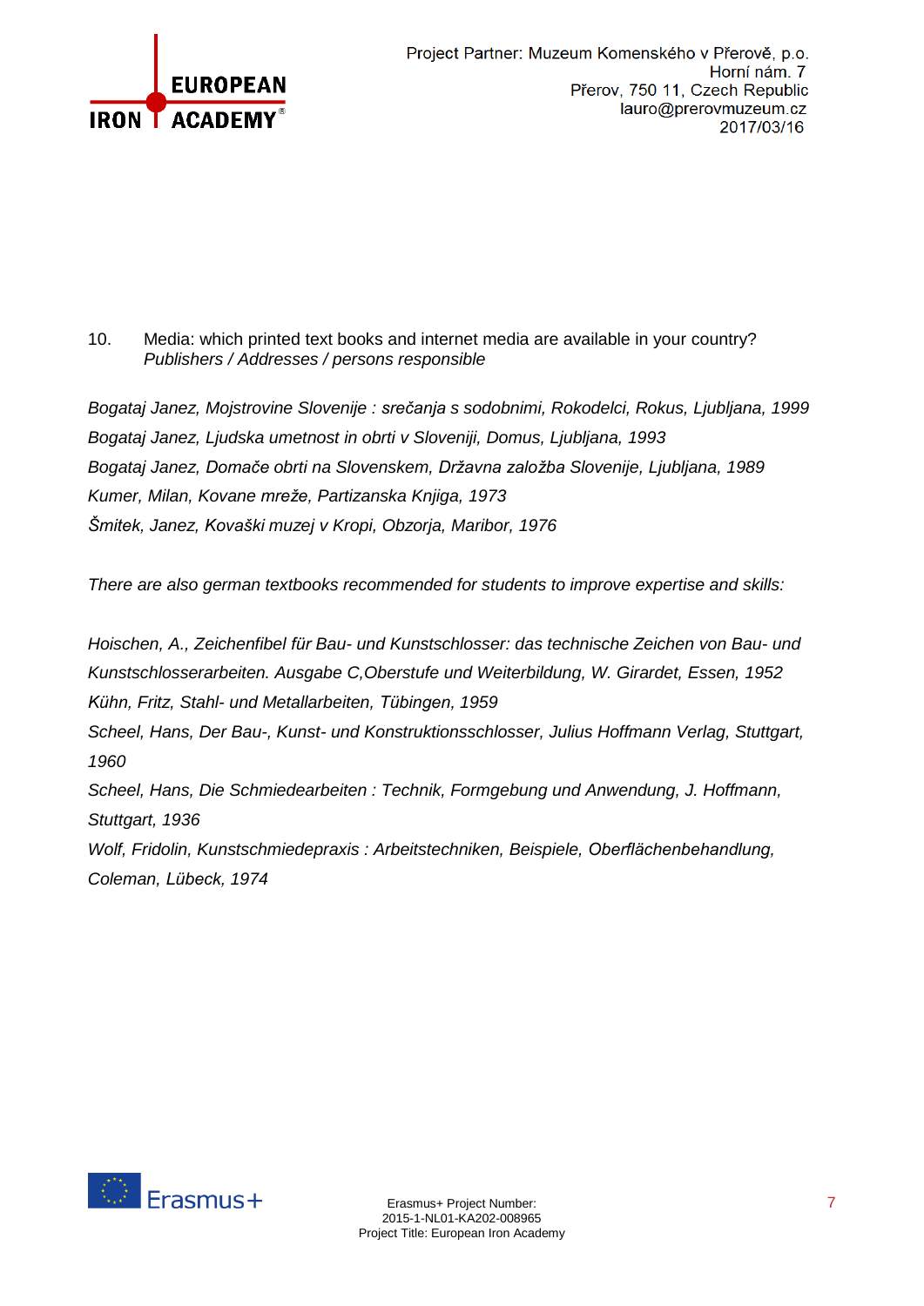10. Media: which printed text books and internet media are available in your country?
*Publishers / Addresses / persons responsible*

*Bogataj Janez, Mojstrovine Slovenije : srečanja s sodobnimi, Rokodelci, Rokus, Ljubljana, 1999*
*Bogataj Janez, Ljudska umetnost in obrti v Sloveniji, Domus, Ljubljana, 1993*
*Bogataj Janez, Domače obrti na Slovenskem, Državna založba Slovenije, Ljubljana, 1989*
*Kumer, Milan, Kovane mreže, Partizanska Knjiga, 1973*
*Šmitek, Janez, Kovaški muzej v Kropi, Obzorja, Maribor, 1976*

*There are also german textbooks recommended for students to improve expertise and skills:*

*Hoischen, A., Zeichenfibel für Bau- und Kunstschlosser: das technische Zeichen von Bau- und Kunstschlosserarbeiten. Ausgabe C,Oberstufe und Weiterbildung, W. Girardet, Essen, 1952*
*Kühn, Fritz, Stahl- und Metallarbeiten, Tübingen, 1959*
*Scheel, Hans, Der Bau-, Kunst- und Konstruktionsschlosser, Julius Hoffmann Verlag, Stuttgart, 1960*
*Scheel, Hans, Die Schmiedearbeiten : Technik, Formgebung und Anwendung, J. Hoffmann, Stuttgart, 1936*
*Wolf, Fridolin, Kunstschmiedepraxis : Arbeitstechniken, Beispiele, Oberflächenbehandlung, Coleman, Lübeck, 1974*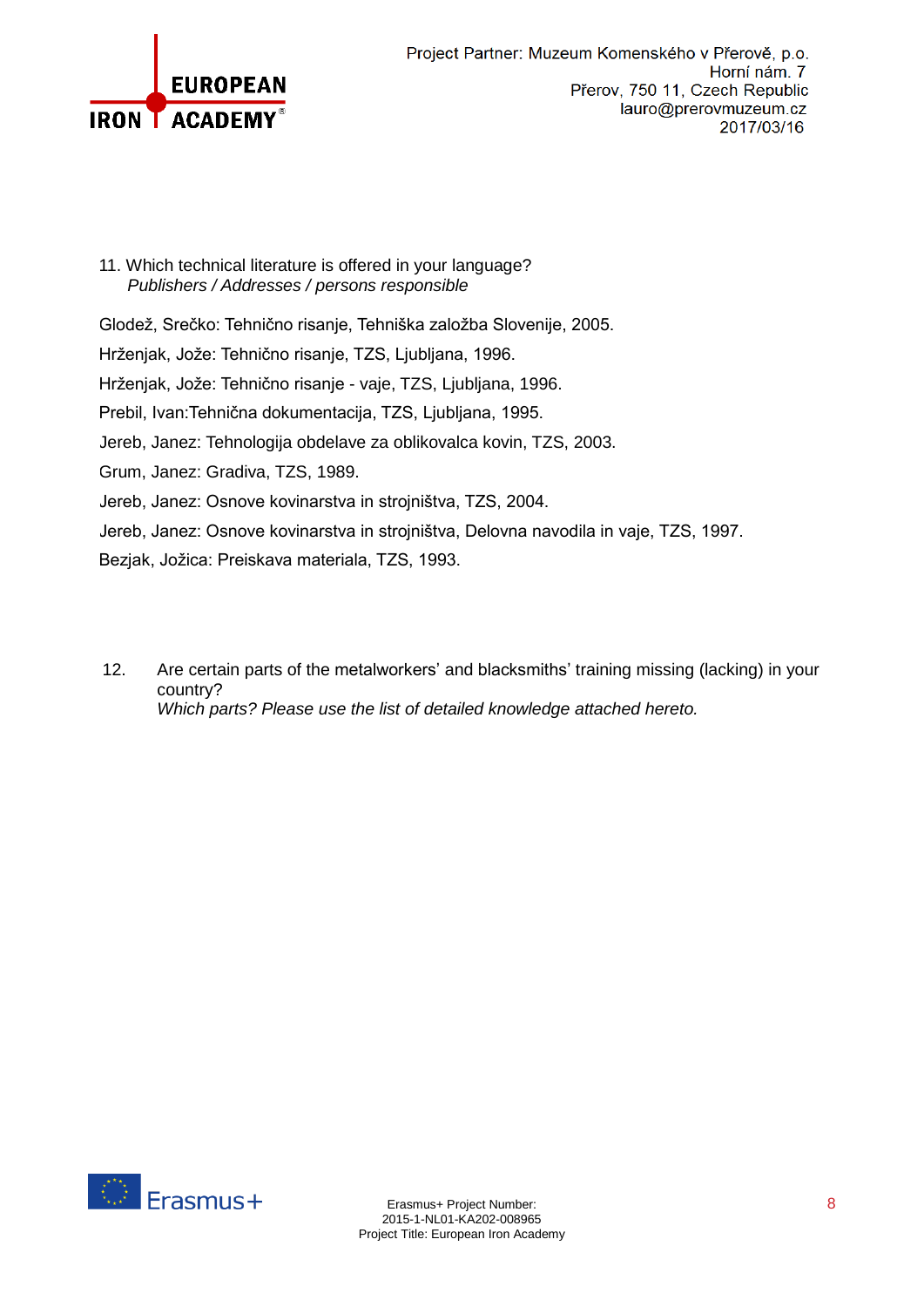11. Which technical literature is offered in your language?
    *Publishers / Addresses / persons responsible*

Glodež, Srečko: Tehnično risanje, Tehniška založba Slovenije, 2005.

Hrženjak, Jože: Tehnično risanje, TZS, Ljubljana, 1996.

Hrženjak, Jože: Tehnično risanje - vaje, TZS, Ljubljana, 1996.

Prebil, Ivan:Tehnična dokumentacija, TZS, Ljubljana, 1995.

Jereb, Janez: Tehnologija obdelave za oblikovalca kovin, TZS, 2003.

Grum, Janez: Gradiva, TZS, 1989.

Jereb, Janez: Osnove kovinarstva in strojništva, TZS, 2004.

Jereb, Janez: Osnove kovinarstva in strojništva, Delovna navodila in vaje, TZS, 1997.

Bezjak, Jožica: Preiskava materiala, TZS, 1993.

12. Are certain parts of the metalworkers' and blacksmiths' training missing (lacking) in your country?
    *Which parts? Please use the list of detailed knowledge attached hereto.*